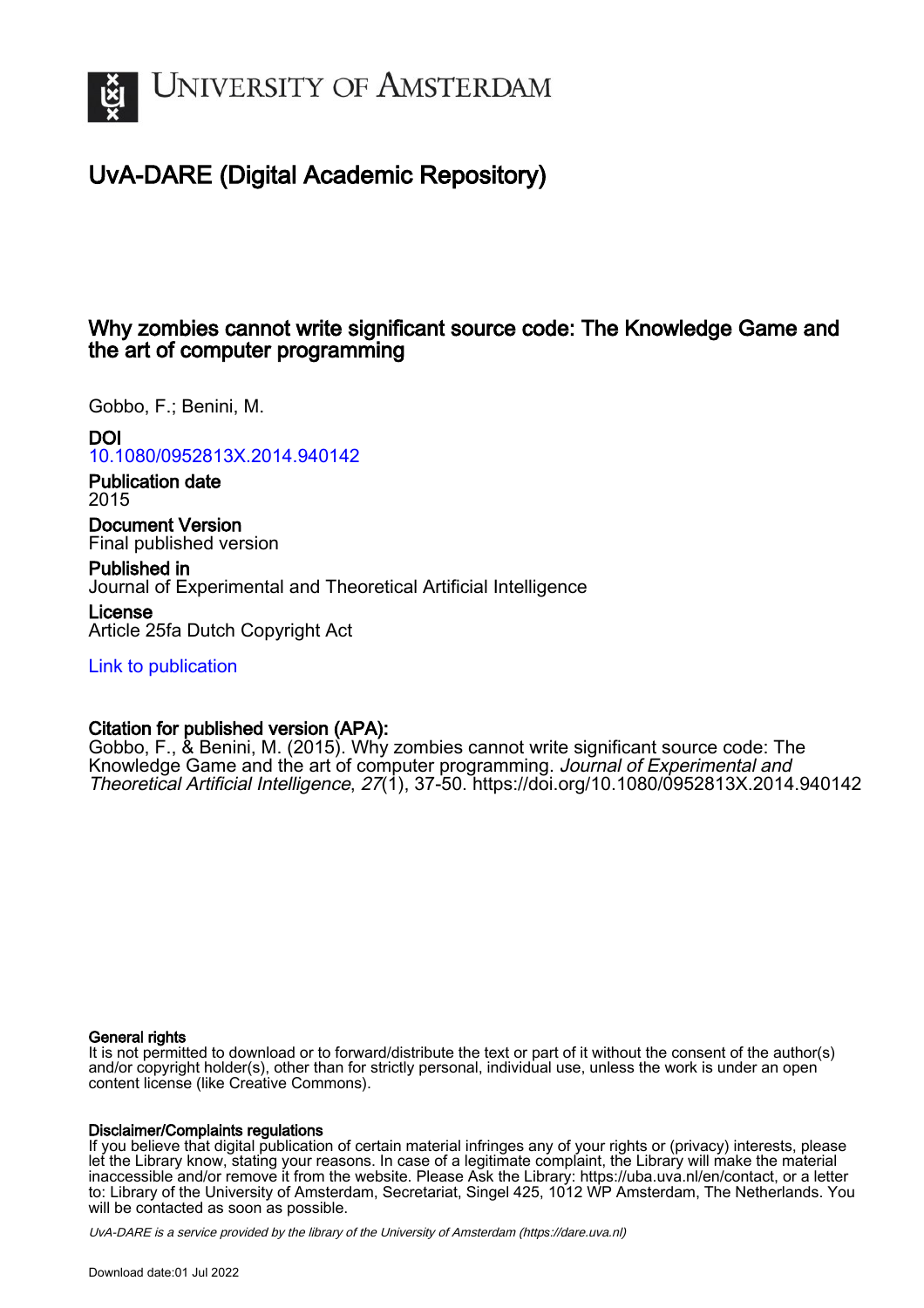University of Amsterdam

# UvA-DARE (Digital Academic Repository)

## Why zombies cannot write significant source code: The Knowledge Game and the art of computer programming

Gobbo, F.; Benini, M.

**DOI**
10.1080/0952813X.2014.940142

**Publication date**
2015

**Document Version**
Final published version

**Published in**
Journal of Experimental and Theoretical Artificial Intelligence

**License**
Article 25fa Dutch Copyright Act

Link to publication

**Citation for published version (APA):**
Gobbo, F., & Benini, M. (2015). Why zombies cannot write significant source code: The Knowledge Game and the art of computer programming. *Journal of Experimental and Theoretical Artificial Intelligence*, *27*(1), 37-50. https://doi.org/10.1080/0952813X.2014.940142

**General rights**
It is not permitted to download or to forward/distribute the text or part of it without the consent of the author(s) and/or copyright holder(s), other than for strictly personal, individual use, unless the work is under an open content license (like Creative Commons).

**Disclaimer/Complaints regulations**
If you believe that digital publication of certain material infringes any of your rights or (privacy) interests, please let the Library know, stating your reasons. In case of a legitimate complaint, the Library will make the material inaccessible and/or remove it from the website. Please Ask the Library: https://uba.uva.nl/en/contact, or a letter to: Library of the University of Amsterdam, Secretariat, Singel 425, 1012 WP Amsterdam, The Netherlands. You will be contacted as soon as possible.

*UvA-DARE is a service provided by the library of the University of Amsterdam (https://dare.uva.nl)*

Download date:01 Jul 2022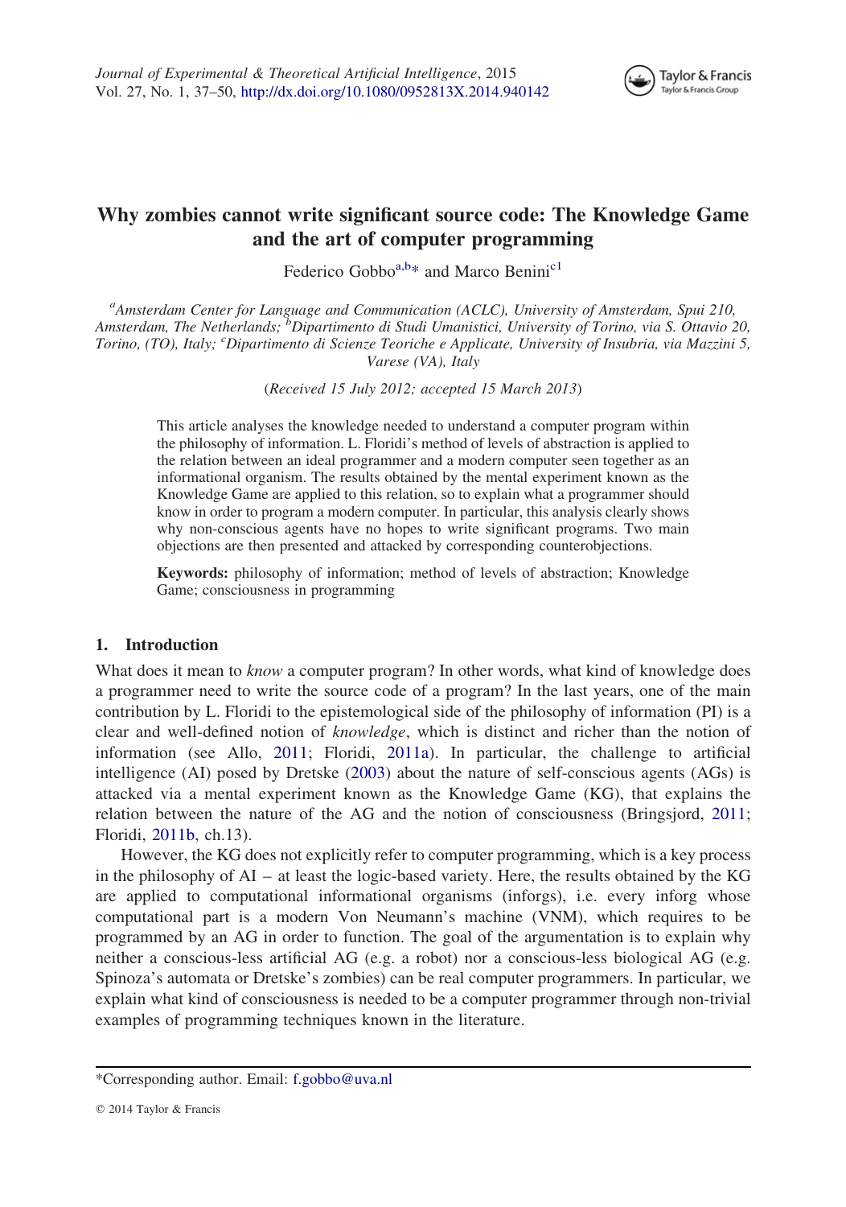# Why zombies cannot write significant source code: The Knowledge Game and the art of computer programming

Federico Gobbo[a,b*] and Marco Benini[c1]

[a]Amsterdam Center for Language and Communication (ACLC), University of Amsterdam, Spui 210, Amsterdam, The Netherlands; [b]Dipartimento di Studi Umanistici, University of Torino, via S. Ottavio 20, Torino, (TO), Italy; [c]Dipartimento di Scienze Teoriche e Applicate, University of Insubria, via Mazzini 5, Varese (VA), Italy

(*Received 15 July 2012; accepted 15 March 2013*)

This article analyses the knowledge needed to understand a computer program within the philosophy of information. L. Floridi's method of levels of abstraction is applied to the relation between an ideal programmer and a modern computer seen together as an informational organism. The results obtained by the mental experiment known as the Knowledge Game are applied to this relation, so to explain what a programmer should know in order to program a modern computer. In particular, this analysis clearly shows why non-conscious agents have no hopes to write significant programs. Two main objections are then presented and attacked by corresponding counterobjections.

**Keywords:** philosophy of information; method of levels of abstraction; Knowledge Game; consciousness in programming

## 1. Introduction

What does it mean to *know* a computer program? In other words, what kind of knowledge does a programmer need to write the source code of a program? In the last years, one of the main contribution by L. Floridi to the epistemological side of the philosophy of information (PI) is a clear and well-defined notion of *knowledge*, which is distinct and richer than the notion of information (see Allo, 2011; Floridi, 2011a). In particular, the challenge to artificial intelligence (AI) posed by Dretske (2003) about the nature of self-conscious agents (AGs) is attacked via a mental experiment known as the Knowledge Game (KG), that explains the relation between the nature of the AG and the notion of consciousness (Bringsjord, 2011; Floridi, 2011b, ch.13).

However, the KG does not explicitly refer to computer programming, which is a key process in the philosophy of AI – at least the logic-based variety. Here, the results obtained by the KG are applied to computational informational organisms (inforgs), i.e. every inforg whose computational part is a modern Von Neumann's machine (VNM), which requires to be programmed by an AG in order to function. The goal of the argumentation is to explain why neither a conscious-less artificial AG (e.g. a robot) nor a conscious-less biological AG (e.g. Spinoza's automata or Dretske's zombies) can be real computer programmers. In particular, we explain what kind of consciousness is needed to be a computer programmer through non-trivial examples of programming techniques known in the literature.

*Corresponding author. Email: f.gobbo@uva.nl

© 2014 Taylor & Francis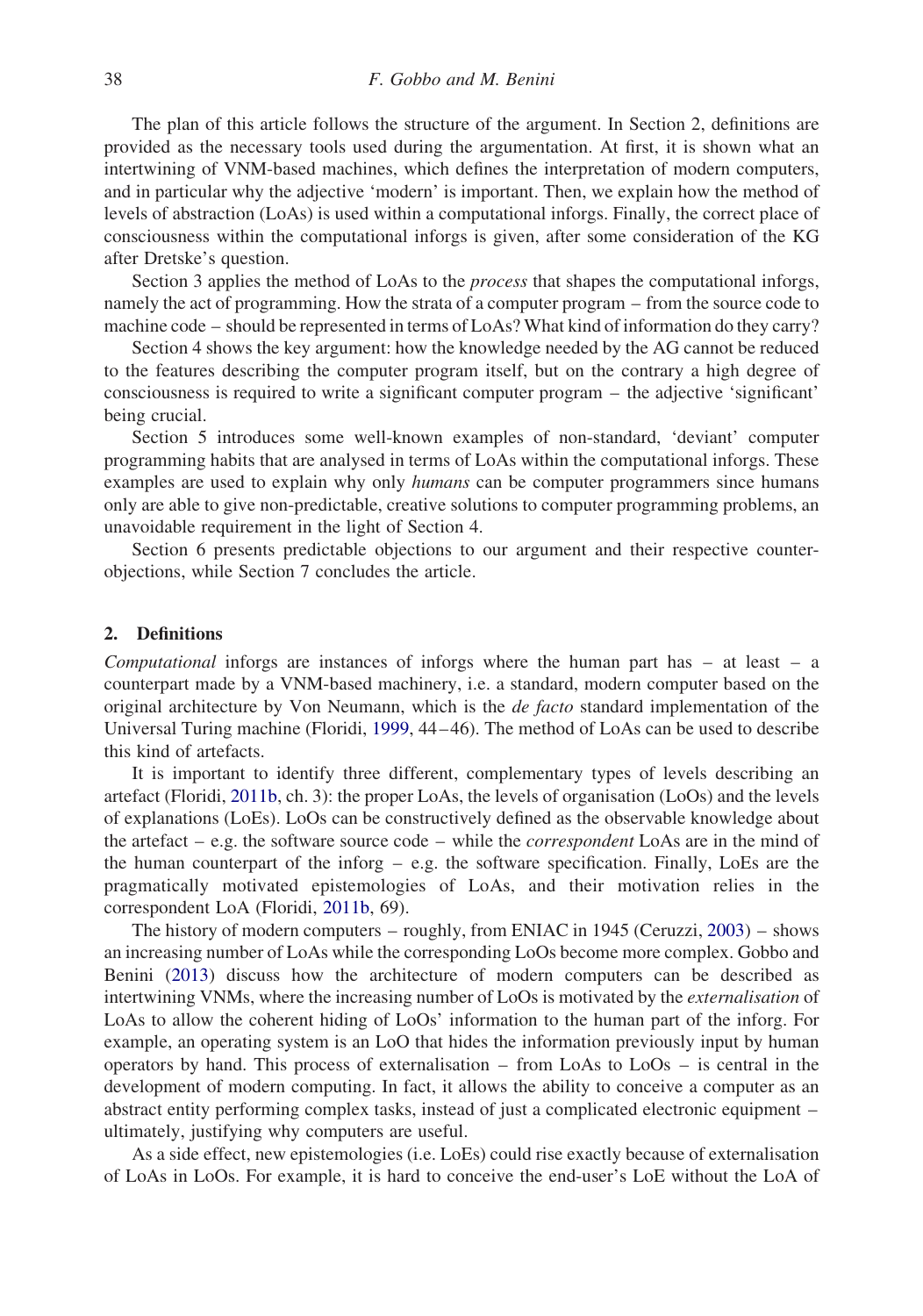The plan of this article follows the structure of the argument. In Section 2, definitions are provided as the necessary tools used during the argumentation. At first, it is shown what an intertwining of VNM-based machines, which defines the interpretation of modern computers, and in particular why the adjective 'modern' is important. Then, we explain how the method of levels of abstraction (LoAs) is used within a computational inforgs. Finally, the correct place of consciousness within the computational inforgs is given, after some consideration of the KG after Dretske's question.

Section 3 applies the method of LoAs to the *process* that shapes the computational inforgs, namely the act of programming. How the strata of a computer program – from the source code to machine code – should be represented in terms of LoAs? What kind of information do they carry?

Section 4 shows the key argument: how the knowledge needed by the AG cannot be reduced to the features describing the computer program itself, but on the contrary a high degree of consciousness is required to write a significant computer program – the adjective 'significant' being crucial.

Section 5 introduces some well-known examples of non-standard, 'deviant' computer programming habits that are analysed in terms of LoAs within the computational inforgs. These examples are used to explain why only *humans* can be computer programmers since humans only are able to give non-predictable, creative solutions to computer programming problems, an unavoidable requirement in the light of Section 4.

Section 6 presents predictable objections to our argument and their respective counter-objections, while Section 7 concludes the article.

## 2. Definitions

*Computational* inforgs are instances of inforgs where the human part has – at least – a counterpart made by a VNM-based machinery, i.e. a standard, modern computer based on the original architecture by Von Neumann, which is the *de facto* standard implementation of the Universal Turing machine (Floridi, 1999, 44–46). The method of LoAs can be used to describe this kind of artefacts.

It is important to identify three different, complementary types of levels describing an artefact (Floridi, 2011b, ch. 3): the proper LoAs, the levels of organisation (LoOs) and the levels of explanations (LoEs). LoOs can be constructively defined as the observable knowledge about the artefact – e.g. the software source code – while the *correspondent* LoAs are in the mind of the human counterpart of the inforg – e.g. the software specification. Finally, LoEs are the pragmatically motivated epistemologies of LoAs, and their motivation relies in the correspondent LoA (Floridi, 2011b, 69).

The history of modern computers – roughly, from ENIAC in 1945 (Ceruzzi, 2003) – shows an increasing number of LoAs while the corresponding LoOs become more complex. Gobbo and Benini (2013) discuss how the architecture of modern computers can be described as intertwining VNMs, where the increasing number of LoOs is motivated by the *externalisation* of LoAs to allow the coherent hiding of LoOs' information to the human part of the inforg. For example, an operating system is an LoO that hides the information previously input by human operators by hand. This process of externalisation – from LoAs to LoOs – is central in the development of modern computing. In fact, it allows the ability to conceive a computer as an abstract entity performing complex tasks, instead of just a complicated electronic equipment – ultimately, justifying why computers are useful.

As a side effect, new epistemologies (i.e. LoEs) could rise exactly because of externalisation of LoAs in LoOs. For example, it is hard to conceive the end-user's LoE without the LoA of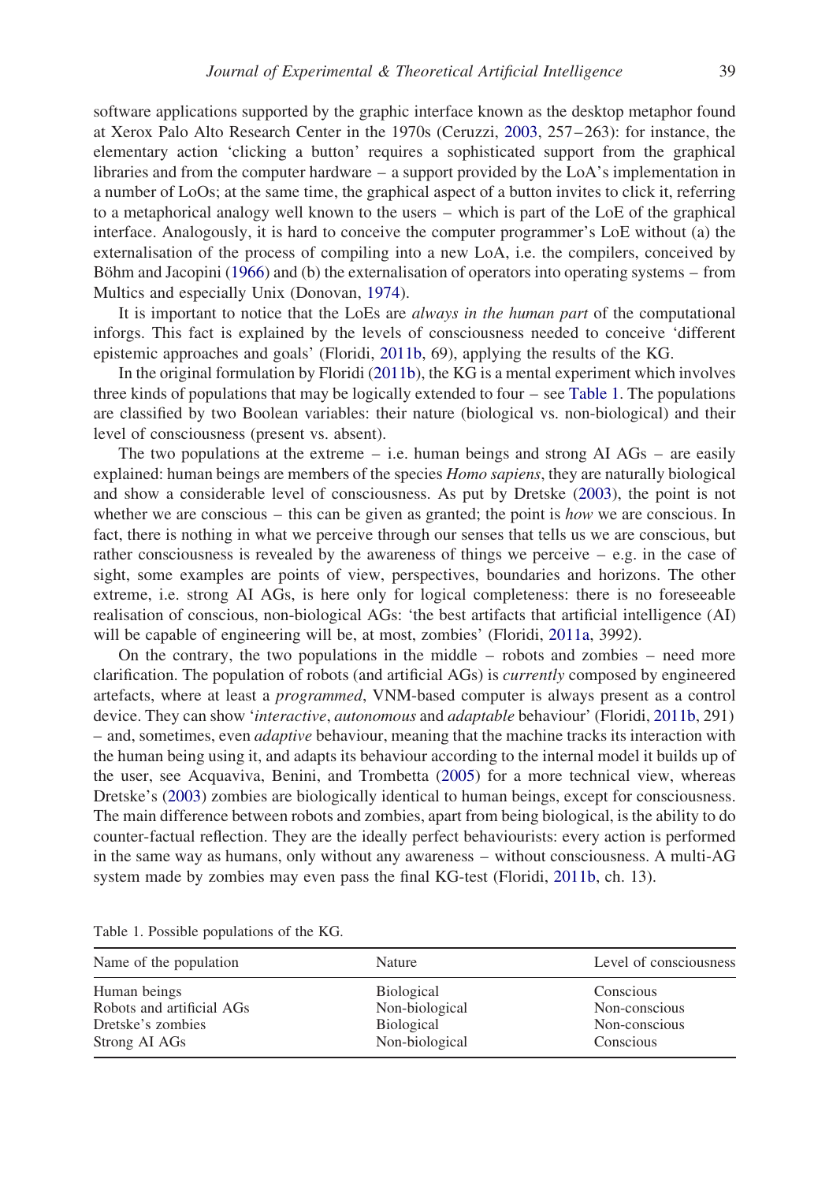software applications supported by the graphic interface known as the desktop metaphor found at Xerox Palo Alto Research Center in the 1970s (Ceruzzi, 2003, 257–263): for instance, the elementary action 'clicking a button' requires a sophisticated support from the graphical libraries and from the computer hardware – a support provided by the LoA's implementation in a number of LoOs; at the same time, the graphical aspect of a button invites to click it, referring to a metaphorical analogy well known to the users – which is part of the LoE of the graphical interface. Analogously, it is hard to conceive the computer programmer's LoE without (a) the externalisation of the process of compiling into a new LoA, i.e. the compilers, conceived by Böhm and Jacopini (1966) and (b) the externalisation of operators into operating systems – from Multics and especially Unix (Donovan, 1974).

It is important to notice that the LoEs are *always in the human part* of the computational inforgs. This fact is explained by the levels of consciousness needed to conceive 'different epistemic approaches and goals' (Floridi, 2011b, 69), applying the results of the KG.

In the original formulation by Floridi (2011b), the KG is a mental experiment which involves three kinds of populations that may be logically extended to four – see Table 1. The populations are classified by two Boolean variables: their nature (biological vs. non-biological) and their level of consciousness (present vs. absent).

The two populations at the extreme – i.e. human beings and strong AI AGs – are easily explained: human beings are members of the species *Homo sapiens*, they are naturally biological and show a considerable level of consciousness. As put by Dretske (2003), the point is not whether we are conscious – this can be given as granted; the point is *how* we are conscious. In fact, there is nothing in what we perceive through our senses that tells us we are conscious, but rather consciousness is revealed by the awareness of things we perceive – e.g. in the case of sight, some examples are points of view, perspectives, boundaries and horizons. The other extreme, i.e. strong AI AGs, is here only for logical completeness: there is no foreseeable realisation of conscious, non-biological AGs: 'the best artifacts that artificial intelligence (AI) will be capable of engineering will be, at most, zombies' (Floridi, 2011a, 3992).

On the contrary, the two populations in the middle – robots and zombies – need more clarification. The population of robots (and artificial AGs) is *currently* composed by engineered artefacts, where at least a *programmed*, VNM-based computer is always present as a control device. They can show '*interactive*, *autonomous* and *adaptable* behaviour' (Floridi, 2011b, 291) – and, sometimes, even *adaptive* behaviour, meaning that the machine tracks its interaction with the human being using it, and adapts its behaviour according to the internal model it builds up of the user, see Acquaviva, Benini, and Trombetta (2005) for a more technical view, whereas Dretske's (2003) zombies are biologically identical to human beings, except for consciousness. The main difference between robots and zombies, apart from being biological, is the ability to do counter-factual reflection. They are the ideally perfect behaviourists: every action is performed in the same way as humans, only without any awareness – without consciousness. A multi-AG system made by zombies may even pass the final KG-test (Floridi, 2011b, ch. 13).

Table 1. Possible populations of the KG.

| Name of the population | Nature | Level of consciousness |
|---|---|---|
| Human beings | Biological | Conscious |
| Robots and artificial AGs | Non-biological | Non-conscious |
| Dretske's zombies | Biological | Non-conscious |
| Strong AI AGs | Non-biological | Conscious |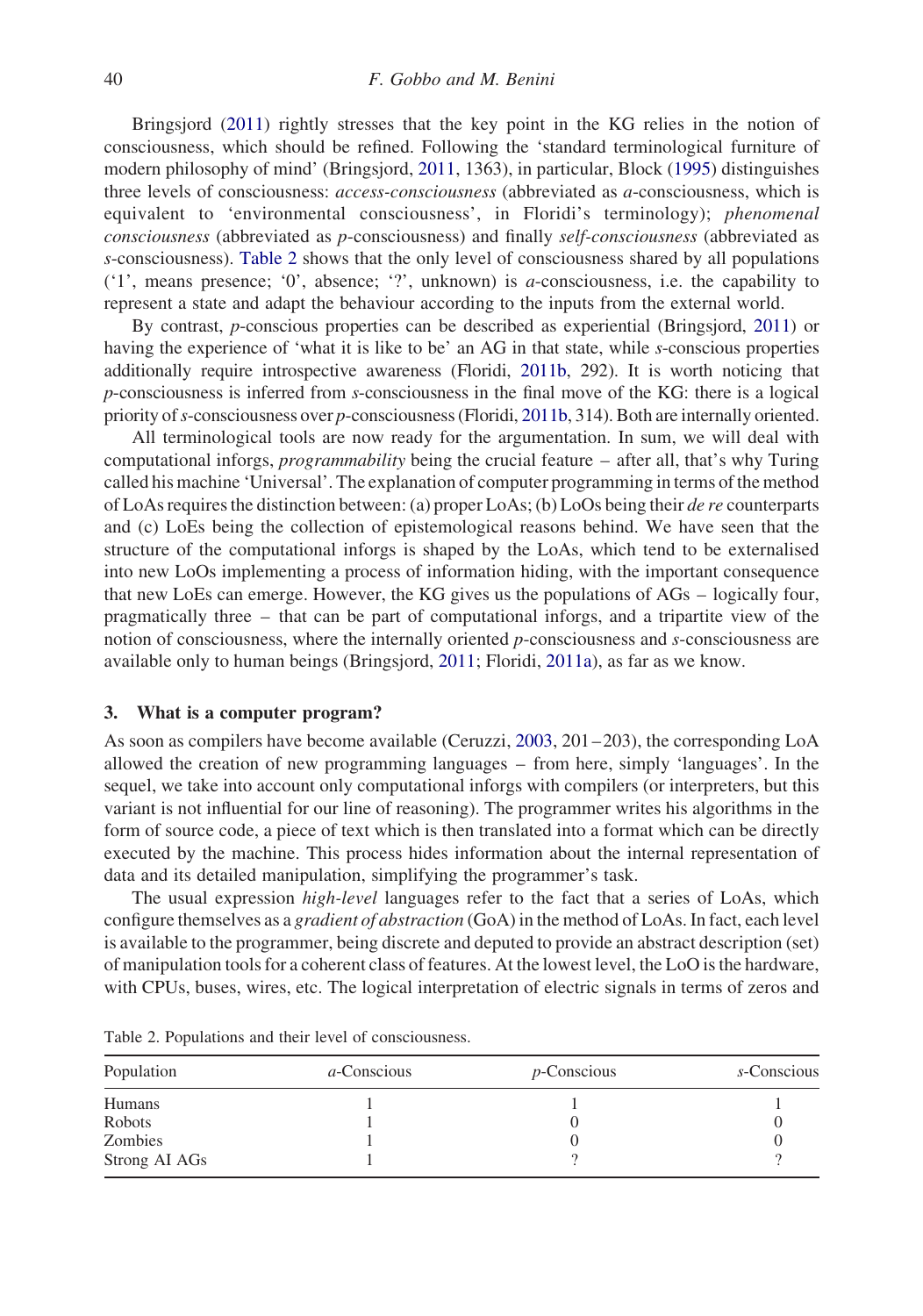Bringsjord (2011) rightly stresses that the key point in the KG relies in the notion of consciousness, which should be refined. Following the 'standard terminological furniture of modern philosophy of mind' (Bringsjord, 2011, 1363), in particular, Block (1995) distinguishes three levels of consciousness: *access-consciousness* (abbreviated as *a*-consciousness, which is equivalent to 'environmental consciousness', in Floridi's terminology); *phenomenal consciousness* (abbreviated as *p*-consciousness) and finally *self-consciousness* (abbreviated as *s*-consciousness). Table 2 shows that the only level of consciousness shared by all populations ('1', means presence; '0', absence; '?', unknown) is *a*-consciousness, i.e. the capability to represent a state and adapt the behaviour according to the inputs from the external world.

By contrast, *p*-conscious properties can be described as experiential (Bringsjord, 2011) or having the experience of 'what it is like to be' an AG in that state, while *s*-conscious properties additionally require introspective awareness (Floridi, 2011b, 292). It is worth noticing that *p*-consciousness is inferred from *s*-consciousness in the final move of the KG: there is a logical priority of *s*-consciousness over *p*-consciousness (Floridi, 2011b, 314). Both are internally oriented.

All terminological tools are now ready for the argumentation. In sum, we will deal with computational inforgs, *programmability* being the crucial feature – after all, that's why Turing called his machine 'Universal'. The explanation of computer programming in terms of the method of LoAs requires the distinction between: (a) proper LoAs; (b) LoOs being their *de re* counterparts and (c) LoEs being the collection of epistemological reasons behind. We have seen that the structure of the computational inforgs is shaped by the LoAs, which tend to be externalised into new LoOs implementing a process of information hiding, with the important consequence that new LoEs can emerge. However, the KG gives us the populations of AGs – logically four, pragmatically three – that can be part of computational inforgs, and a tripartite view of the notion of consciousness, where the internally oriented *p*-consciousness and *s*-consciousness are available only to human beings (Bringsjord, 2011; Floridi, 2011a), as far as we know.

## 3. What is a computer program?

As soon as compilers have become available (Ceruzzi, 2003, 201–203), the corresponding LoA allowed the creation of new programming languages – from here, simply 'languages'. In the sequel, we take into account only computational inforgs with compilers (or interpreters, but this variant is not influential for our line of reasoning). The programmer writes his algorithms in the form of source code, a piece of text which is then translated into a format which can be directly executed by the machine. This process hides information about the internal representation of data and its detailed manipulation, simplifying the programmer's task.

The usual expression *high-level* languages refer to the fact that a series of LoAs, which configure themselves as a *gradient of abstraction* (GoA) in the method of LoAs. In fact, each level is available to the programmer, being discrete and deputed to provide an abstract description (set) of manipulation tools for a coherent class of features. At the lowest level, the LoO is the hardware, with CPUs, buses, wires, etc. The logical interpretation of electric signals in terms of zeros and

Table 2. Populations and their level of consciousness.

| Population | *a*-Conscious | *p*-Conscious | *s*-Conscious |
|---|---|---|---|
| Humans | 1 | 1 | 1 |
| Robots | 1 | 0 | 0 |
| Zombies | 1 | 0 | 0 |
| Strong AI AGs | 1 | ? | ? |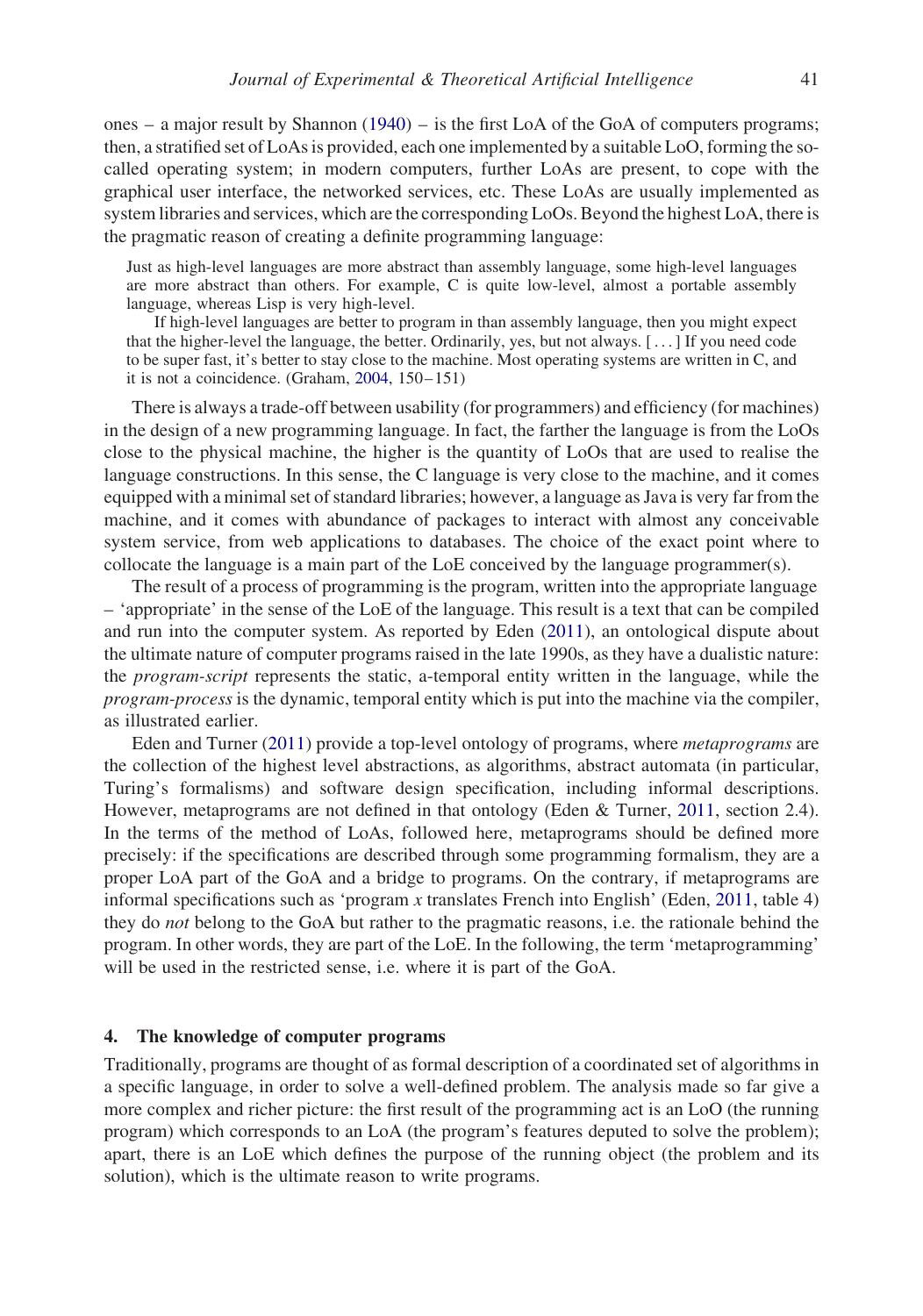ones – a major result by Shannon (1940) – is the first LoA of the GoA of computers programs; then, a stratified set of LoAs is provided, each one implemented by a suitable LoO, forming the so-called operating system; in modern computers, further LoAs are present, to cope with the graphical user interface, the networked services, etc. These LoAs are usually implemented as system libraries and services, which are the corresponding LoOs. Beyond the highest LoA, there is the pragmatic reason of creating a definite programming language:

> Just as high-level languages are more abstract than assembly language, some high-level languages are more abstract than others. For example, C is quite low-level, almost a portable assembly language, whereas Lisp is very high-level.
>
> If high-level languages are better to program in than assembly language, then you might expect that the higher-level the language, the better. Ordinarily, yes, but not always. [ . . . ] If you need code to be super fast, it's better to stay close to the machine. Most operating systems are written in C, and it is not a coincidence. (Graham, 2004, 150–151)

There is always a trade-off between usability (for programmers) and efficiency (for machines) in the design of a new programming language. In fact, the farther the language is from the LoOs close to the physical machine, the higher is the quantity of LoOs that are used to realise the language constructions. In this sense, the C language is very close to the machine, and it comes equipped with a minimal set of standard libraries; however, a language as Java is very far from the machine, and it comes with abundance of packages to interact with almost any conceivable system service, from web applications to databases. The choice of the exact point where to collocate the language is a main part of the LoE conceived by the language programmer(s).

The result of a process of programming is the program, written into the appropriate language – 'appropriate' in the sense of the LoE of the language. This result is a text that can be compiled and run into the computer system. As reported by Eden (2011), an ontological dispute about the ultimate nature of computer programs raised in the late 1990s, as they have a dualistic nature: the *program-script* represents the static, a-temporal entity written in the language, while the *program-process* is the dynamic, temporal entity which is put into the machine via the compiler, as illustrated earlier.

Eden and Turner (2011) provide a top-level ontology of programs, where *metaprograms* are the collection of the highest level abstractions, as algorithms, abstract automata (in particular, Turing's formalisms) and software design specification, including informal descriptions. However, metaprograms are not defined in that ontology (Eden & Turner, 2011, section 2.4). In the terms of the method of LoAs, followed here, metaprograms should be defined more precisely: if the specifications are described through some programming formalism, they are a proper LoA part of the GoA and a bridge to programs. On the contrary, if metaprograms are informal specifications such as 'program $x$ translates French into English' (Eden, 2011, table 4) they do *not* belong to the GoA but rather to the pragmatic reasons, i.e. the rationale behind the program. In other words, they are part of the LoE. In the following, the term 'metaprogramming' will be used in the restricted sense, i.e. where it is part of the GoA.

## 4. The knowledge of computer programs

Traditionally, programs are thought of as formal description of a coordinated set of algorithms in a specific language, in order to solve a well-defined problem. The analysis made so far give a more complex and richer picture: the first result of the programming act is an LoO (the running program) which corresponds to an LoA (the program's features deputed to solve the problem); apart, there is an LoE which defines the purpose of the running object (the problem and its solution), which is the ultimate reason to write programs.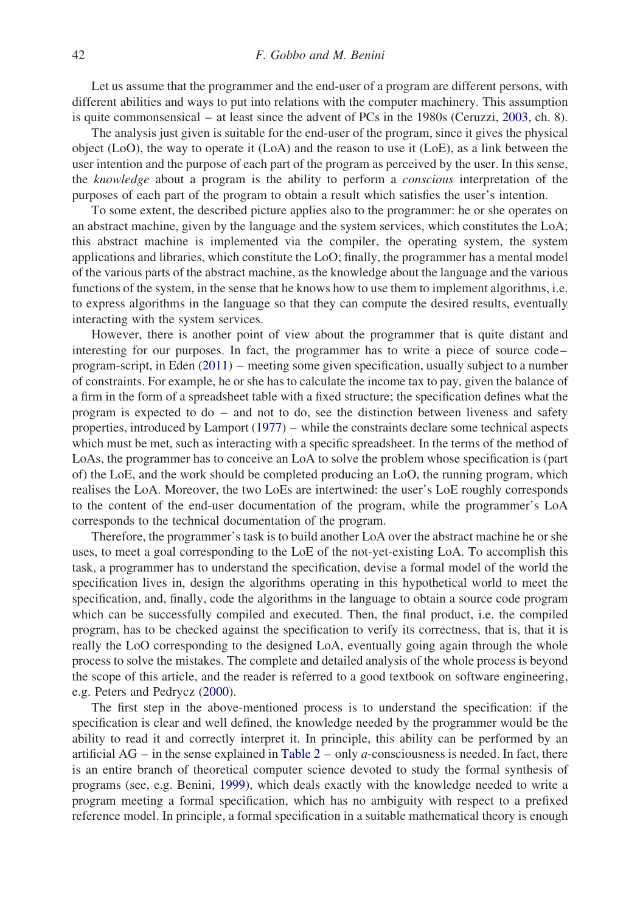Let us assume that the programmer and the end-user of a program are different persons, with different abilities and ways to put into relations with the computer machinery. This assumption is quite commonsensical – at least since the advent of PCs in the 1980s (Ceruzzi, 2003, ch. 8).

The analysis just given is suitable for the end-user of the program, since it gives the physical object (LoO), the way to operate it (LoA) and the reason to use it (LoE), as a link between the user intention and the purpose of each part of the program as perceived by the user. In this sense, the *knowledge* about a program is the ability to perform a *conscious* interpretation of the purposes of each part of the program to obtain a result which satisfies the user's intention.

To some extent, the described picture applies also to the programmer: he or she operates on an abstract machine, given by the language and the system services, which constitutes the LoA; this abstract machine is implemented via the compiler, the operating system, the system applications and libraries, which constitute the LoO; finally, the programmer has a mental model of the various parts of the abstract machine, as the knowledge about the language and the various functions of the system, in the sense that he knows how to use them to implement algorithms, i.e. to express algorithms in the language so that they can compute the desired results, eventually interacting with the system services.

However, there is another point of view about the programmer that is quite distant and interesting for our purposes. In fact, the programmer has to write a piece of source code – program-script, in Eden (2011) – meeting some given specification, usually subject to a number of constraints. For example, he or she has to calculate the income tax to pay, given the balance of a firm in the form of a spreadsheet table with a fixed structure; the specification defines what the program is expected to do – and not to do, see the distinction between liveness and safety properties, introduced by Lamport (1977) – while the constraints declare some technical aspects which must be met, such as interacting with a specific spreadsheet. In the terms of the method of LoAs, the programmer has to conceive an LoA to solve the problem whose specification is (part of) the LoE, and the work should be completed producing an LoO, the running program, which realises the LoA. Moreover, the two LoEs are intertwined: the user's LoE roughly corresponds to the content of the end-user documentation of the program, while the programmer's LoA corresponds to the technical documentation of the program.

Therefore, the programmer's task is to build another LoA over the abstract machine he or she uses, to meet a goal corresponding to the LoE of the not-yet-existing LoA. To accomplish this task, a programmer has to understand the specification, devise a formal model of the world the specification lives in, design the algorithms operating in this hypothetical world to meet the specification, and, finally, code the algorithms in the language to obtain a source code program which can be successfully compiled and executed. Then, the final product, i.e. the compiled program, has to be checked against the specification to verify its correctness, that is, that it is really the LoO corresponding to the designed LoA, eventually going again through the whole process to solve the mistakes. The complete and detailed analysis of the whole process is beyond the scope of this article, and the reader is referred to a good textbook on software engineering, e.g. Peters and Pedrycz (2000).

The first step in the above-mentioned process is to understand the specification: if the specification is clear and well defined, the knowledge needed by the programmer would be the ability to read it and correctly interpret it. In principle, this ability can be performed by an artificial AG – in the sense explained in Table 2 – only *a*-consciousness is needed. In fact, there is an entire branch of theoretical computer science devoted to study the formal synthesis of programs (see, e.g. Benini, 1999), which deals exactly with the knowledge needed to write a program meeting a formal specification, which has no ambiguity with respect to a prefixed reference model. In principle, a formal specification in a suitable mathematical theory is enough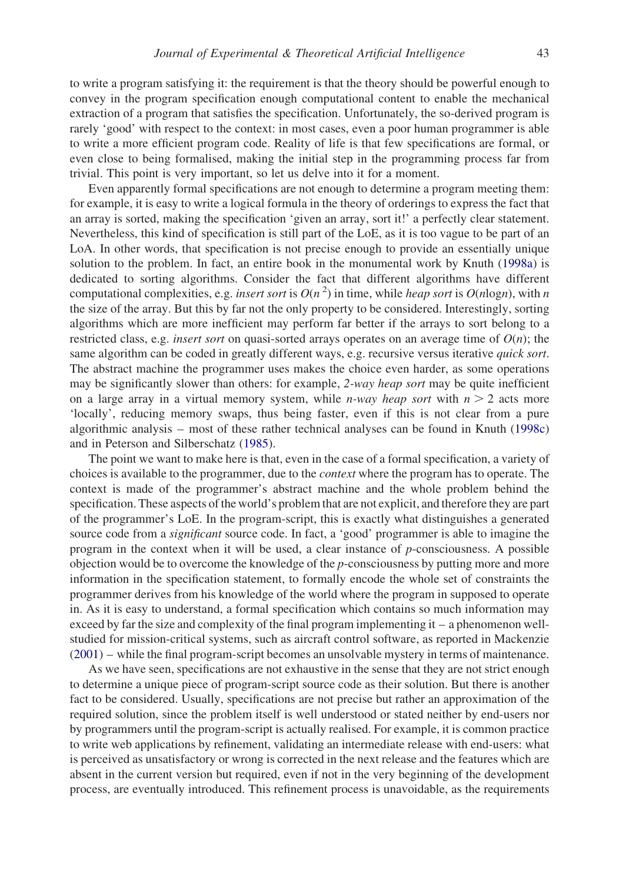to write a program satisfying it: the requirement is that the theory should be powerful enough to convey in the program specification enough computational content to enable the mechanical extraction of a program that satisfies the specification. Unfortunately, the so-derived program is rarely 'good' with respect to the context: in most cases, even a poor human programmer is able to write a more efficient program code. Reality of life is that few specifications are formal, or even close to being formalised, making the initial step in the programming process far from trivial. This point is very important, so let us delve into it for a moment.

Even apparently formal specifications are not enough to determine a program meeting them: for example, it is easy to write a logical formula in the theory of orderings to express the fact that an array is sorted, making the specification 'given an array, sort it!' a perfectly clear statement. Nevertheless, this kind of specification is still part of the LoE, as it is too vague to be part of an LoA. In other words, that specification is not precise enough to provide an essentially unique solution to the problem. In fact, an entire book in the monumental work by Knuth (1998a) is dedicated to sorting algorithms. Consider the fact that different algorithms have different computational complexities, e.g. *insert sort* is $O(n^2)$ in time, while *heap sort* is $O(n\log n)$, with $n$ the size of the array. But this by far not the only property to be considered. Interestingly, sorting algorithms which are more inefficient may perform far better if the arrays to sort belong to a restricted class, e.g. *insert sort* on quasi-sorted arrays operates on an average time of $O(n)$; the same algorithm can be coded in greatly different ways, e.g. recursive versus iterative *quick sort*. The abstract machine the programmer uses makes the choice even harder, as some operations may be significantly slower than others: for example, *2-way heap sort* may be quite inefficient on a large array in a virtual memory system, while *n-way heap sort* with $n > 2$ acts more 'locally', reducing memory swaps, thus being faster, even if this is not clear from a pure algorithmic analysis – most of these rather technical analyses can be found in Knuth (1998c) and in Peterson and Silberschatz (1985).

The point we want to make here is that, even in the case of a formal specification, a variety of choices is available to the programmer, due to the *context* where the program has to operate. The context is made of the programmer's abstract machine and the whole problem behind the specification. These aspects of the world's problem that are not explicit, and therefore they are part of the programmer's LoE. In the program-script, this is exactly what distinguishes a generated source code from a *significant* source code. In fact, a 'good' programmer is able to imagine the program in the context when it will be used, a clear instance of *p*-consciousness. A possible objection would be to overcome the knowledge of the *p*-consciousness by putting more and more information in the specification statement, to formally encode the whole set of constraints the programmer derives from his knowledge of the world where the program in supposed to operate in. As it is easy to understand, a formal specification which contains so much information may exceed by far the size and complexity of the final program implementing it – a phenomenon well-studied for mission-critical systems, such as aircraft control software, as reported in Mackenzie (2001) – while the final program-script becomes an unsolvable mystery in terms of maintenance.

As we have seen, specifications are not exhaustive in the sense that they are not strict enough to determine a unique piece of program-script source code as their solution. But there is another fact to be considered. Usually, specifications are not precise but rather an approximation of the required solution, since the problem itself is well understood or stated neither by end-users nor by programmers until the program-script is actually realised. For example, it is common practice to write web applications by refinement, validating an intermediate release with end-users: what is perceived as unsatisfactory or wrong is corrected in the next release and the features which are absent in the current version but required, even if not in the very beginning of the development process, are eventually introduced. This refinement process is unavoidable, as the requirements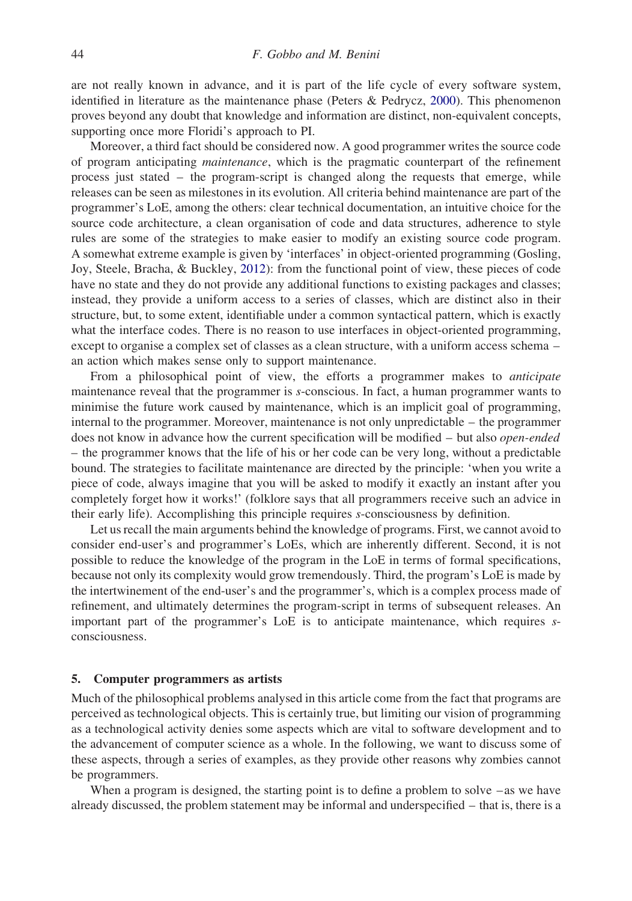are not really known in advance, and it is part of the life cycle of every software system, identified in literature as the maintenance phase (Peters & Pedrycz, 2000). This phenomenon proves beyond any doubt that knowledge and information are distinct, non-equivalent concepts, supporting once more Floridi's approach to PI.

Moreover, a third fact should be considered now. A good programmer writes the source code of program anticipating *maintenance*, which is the pragmatic counterpart of the refinement process just stated – the program-script is changed along the requests that emerge, while releases can be seen as milestones in its evolution. All criteria behind maintenance are part of the programmer's LoE, among the others: clear technical documentation, an intuitive choice for the source code architecture, a clean organisation of code and data structures, adherence to style rules are some of the strategies to make easier to modify an existing source code program. A somewhat extreme example is given by 'interfaces' in object-oriented programming (Gosling, Joy, Steele, Bracha, & Buckley, 2012): from the functional point of view, these pieces of code have no state and they do not provide any additional functions to existing packages and classes; instead, they provide a uniform access to a series of classes, which are distinct also in their structure, but, to some extent, identifiable under a common syntactical pattern, which is exactly what the interface codes. There is no reason to use interfaces in object-oriented programming, except to organise a complex set of classes as a clean structure, with a uniform access schema – an action which makes sense only to support maintenance.

From a philosophical point of view, the efforts a programmer makes to *anticipate* maintenance reveal that the programmer is *s*-conscious. In fact, a human programmer wants to minimise the future work caused by maintenance, which is an implicit goal of programming, internal to the programmer. Moreover, maintenance is not only unpredictable – the programmer does not know in advance how the current specification will be modified – but also *open-ended* – the programmer knows that the life of his or her code can be very long, without a predictable bound. The strategies to facilitate maintenance are directed by the principle: 'when you write a piece of code, always imagine that you will be asked to modify it exactly an instant after you completely forget how it works!' (folklore says that all programmers receive such an advice in their early life). Accomplishing this principle requires *s*-consciousness by definition.

Let us recall the main arguments behind the knowledge of programs. First, we cannot avoid to consider end-user's and programmer's LoEs, which are inherently different. Second, it is not possible to reduce the knowledge of the program in the LoE in terms of formal specifications, because not only its complexity would grow tremendously. Third, the program's LoE is made by the intertwinement of the end-user's and the programmer's, which is a complex process made of refinement, and ultimately determines the program-script in terms of subsequent releases. An important part of the programmer's LoE is to anticipate maintenance, which requires *s*-consciousness.

## 5. Computer programmers as artists

Much of the philosophical problems analysed in this article come from the fact that programs are perceived as technological objects. This is certainly true, but limiting our vision of programming as a technological activity denies some aspects which are vital to software development and to the advancement of computer science as a whole. In the following, we want to discuss some of these aspects, through a series of examples, as they provide other reasons why zombies cannot be programmers.

When a program is designed, the starting point is to define a problem to solve –as we have already discussed, the problem statement may be informal and underspecified – that is, there is a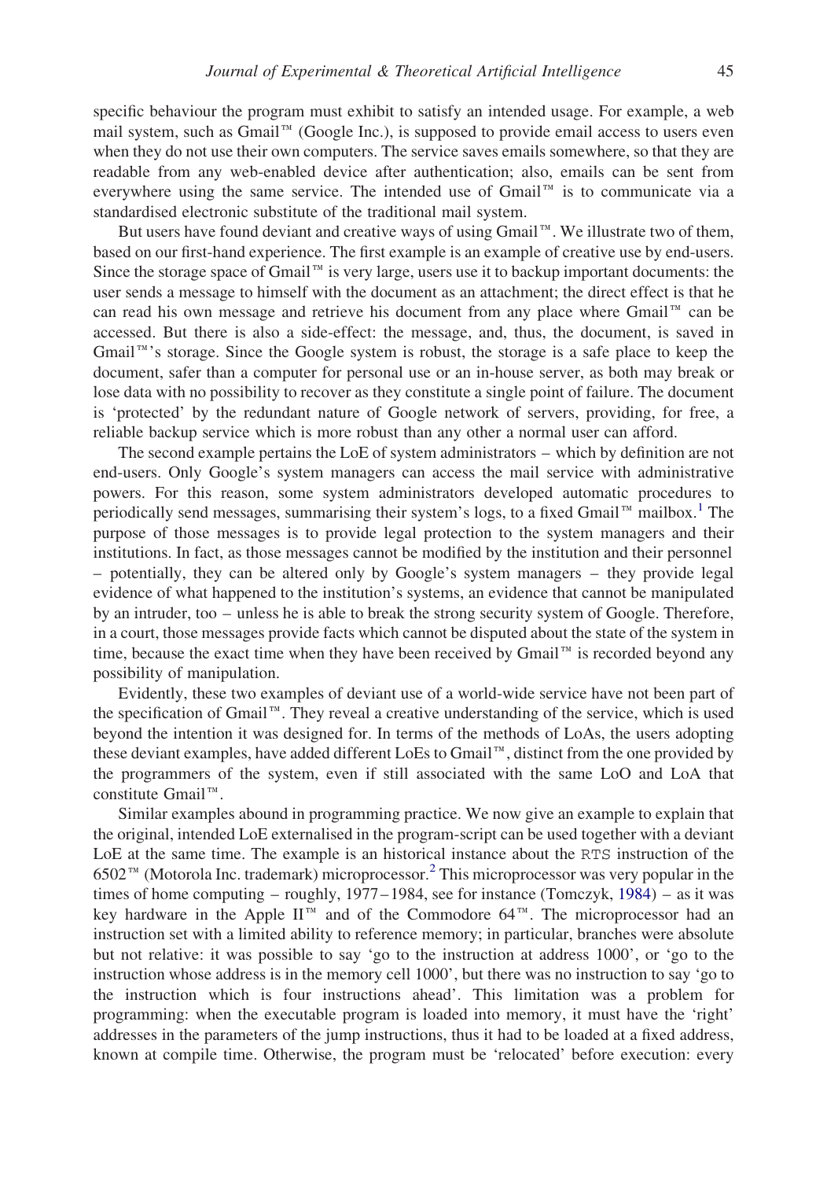specific behaviour the program must exhibit to satisfy an intended usage. For example, a web mail system, such as Gmail™ (Google Inc.), is supposed to provide email access to users even when they do not use their own computers. The service saves emails somewhere, so that they are readable from any web-enabled device after authentication; also, emails can be sent from everywhere using the same service. The intended use of Gmail™ is to communicate via a standardised electronic substitute of the traditional mail system.

But users have found deviant and creative ways of using Gmail™. We illustrate two of them, based on our first-hand experience. The first example is an example of creative use by end-users. Since the storage space of Gmail™ is very large, users use it to backup important documents: the user sends a message to himself with the document as an attachment; the direct effect is that he can read his own message and retrieve his document from any place where Gmail™ can be accessed. But there is also a side-effect: the message, and, thus, the document, is saved in Gmail™'s storage. Since the Google system is robust, the storage is a safe place to keep the document, safer than a computer for personal use or an in-house server, as both may break or lose data with no possibility to recover as they constitute a single point of failure. The document is 'protected' by the redundant nature of Google network of servers, providing, for free, a reliable backup service which is more robust than any other a normal user can afford.

The second example pertains the LoE of system administrators – which by definition are not end-users. Only Google's system managers can access the mail service with administrative powers. For this reason, some system administrators developed automatic procedures to periodically send messages, summarising their system's logs, to a fixed Gmail™ mailbox.[1] The purpose of those messages is to provide legal protection to the system managers and their institutions. In fact, as those messages cannot be modified by the institution and their personnel – potentially, they can be altered only by Google's system managers – they provide legal evidence of what happened to the institution's systems, an evidence that cannot be manipulated by an intruder, too – unless he is able to break the strong security system of Google. Therefore, in a court, those messages provide facts which cannot be disputed about the state of the system in time, because the exact time when they have been received by Gmail™ is recorded beyond any possibility of manipulation.

Evidently, these two examples of deviant use of a world-wide service have not been part of the specification of Gmail™. They reveal a creative understanding of the service, which is used beyond the intention it was designed for. In terms of the methods of LoAs, the users adopting these deviant examples, have added different LoEs to Gmail™, distinct from the one provided by the programmers of the system, even if still associated with the same LoO and LoA that constitute Gmail™.

Similar examples abound in programming practice. We now give an example to explain that the original, intended LoE externalised in the program-script can be used together with a deviant LoE at the same time. The example is an historical instance about the `RTS` instruction of the 6502™ (Motorola Inc. trademark) microprocessor.[2] This microprocessor was very popular in the times of home computing – roughly, 1977–1984, see for instance (Tomczyk, 1984) – as it was key hardware in the Apple II™ and of the Commodore 64™. The microprocessor had an instruction set with a limited ability to reference memory; in particular, branches were absolute but not relative: it was possible to say 'go to the instruction at address 1000', or 'go to the instruction whose address is in the memory cell 1000', but there was no instruction to say 'go to the instruction which is four instructions ahead'. This limitation was a problem for programming: when the executable program is loaded into memory, it must have the 'right' addresses in the parameters of the jump instructions, thus it had to be loaded at a fixed address, known at compile time. Otherwise, the program must be 'relocated' before execution: every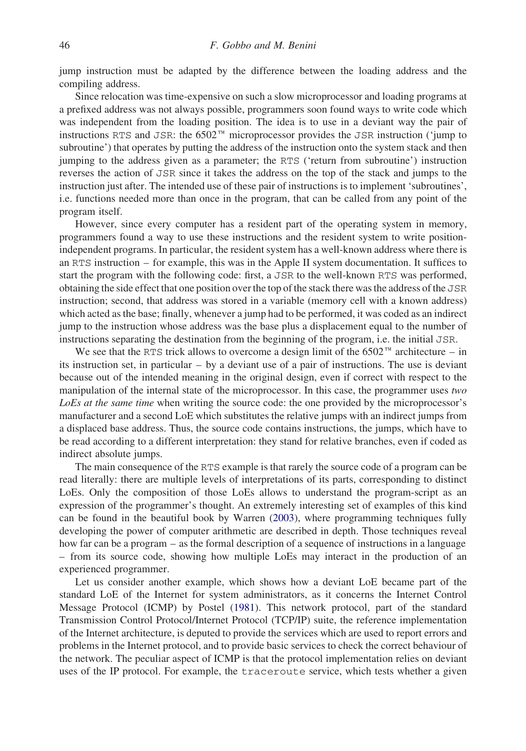jump instruction must be adapted by the difference between the loading address and the compiling address.

Since relocation was time-expensive on such a slow microprocessor and loading programs at a prefixed address was not always possible, programmers soon found ways to write code which was independent from the loading position. The idea is to use in a deviant way the pair of instructions `RTS` and `JSR`: the 6502™ microprocessor provides the `JSR` instruction ('jump to subroutine') that operates by putting the address of the instruction onto the system stack and then jumping to the address given as a parameter; the `RTS` ('return from subroutine') instruction reverses the action of `JSR` since it takes the address on the top of the stack and jumps to the instruction just after. The intended use of these pair of instructions is to implement 'subroutines', i.e. functions needed more than once in the program, that can be called from any point of the program itself.

However, since every computer has a resident part of the operating system in memory, programmers found a way to use these instructions and the resident system to write position-independent programs. In particular, the resident system has a well-known address where there is an `RTS` instruction – for example, this was in the Apple II system documentation. It suffices to start the program with the following code: first, a `JSR` to the well-known `RTS` was performed, obtaining the side effect that one position over the top of the stack there was the address of the `JSR` instruction; second, that address was stored in a variable (memory cell with a known address) which acted as the base; finally, whenever a jump had to be performed, it was coded as an indirect jump to the instruction whose address was the base plus a displacement equal to the number of instructions separating the destination from the beginning of the program, i.e. the initial `JSR`.

We see that the `RTS` trick allows to overcome a design limit of the 6502™ architecture – in its instruction set, in particular – by a deviant use of a pair of instructions. The use is deviant because out of the intended meaning in the original design, even if correct with respect to the manipulation of the internal state of the microprocessor. In this case, the programmer uses *two LoEs at the same time* when writing the source code: the one provided by the microprocessor's manufacturer and a second LoE which substitutes the relative jumps with an indirect jumps from a displaced base address. Thus, the source code contains instructions, the jumps, which have to be read according to a different interpretation: they stand for relative branches, even if coded as indirect absolute jumps.

The main consequence of the `RTS` example is that rarely the source code of a program can be read literally: there are multiple levels of interpretations of its parts, corresponding to distinct LoEs. Only the composition of those LoEs allows to understand the program-script as an expression of the programmer's thought. An extremely interesting set of examples of this kind can be found in the beautiful book by Warren (2003), where programming techniques fully developing the power of computer arithmetic are described in depth. Those techniques reveal how far can be a program – as the formal description of a sequence of instructions in a language – from its source code, showing how multiple LoEs may interact in the production of an experienced programmer.

Let us consider another example, which shows how a deviant LoE became part of the standard LoE of the Internet for system administrators, as it concerns the Internet Control Message Protocol (ICMP) by Postel (1981). This network protocol, part of the standard Transmission Control Protocol/Internet Protocol (TCP/IP) suite, the reference implementation of the Internet architecture, is deputed to provide the services which are used to report errors and problems in the Internet protocol, and to provide basic services to check the correct behaviour of the network. The peculiar aspect of ICMP is that the protocol implementation relies on deviant uses of the IP protocol. For example, the `traceroute` service, which tests whether a given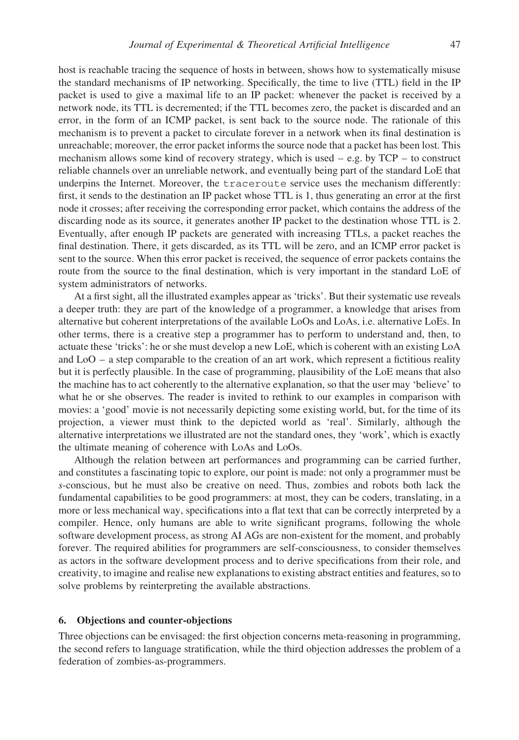host is reachable tracing the sequence of hosts in between, shows how to systematically misuse the standard mechanisms of IP networking. Specifically, the time to live (TTL) field in the IP packet is used to give a maximal life to an IP packet: whenever the packet is received by a network node, its TTL is decremented; if the TTL becomes zero, the packet is discarded and an error, in the form of an ICMP packet, is sent back to the source node. The rationale of this mechanism is to prevent a packet to circulate forever in a network when its final destination is unreachable; moreover, the error packet informs the source node that a packet has been lost. This mechanism allows some kind of recovery strategy, which is used – e.g. by TCP – to construct reliable channels over an unreliable network, and eventually being part of the standard LoE that underpins the Internet. Moreover, the `traceroute` service uses the mechanism differently: first, it sends to the destination an IP packet whose TTL is 1, thus generating an error at the first node it crosses; after receiving the corresponding error packet, which contains the address of the discarding node as its source, it generates another IP packet to the destination whose TTL is 2. Eventually, after enough IP packets are generated with increasing TTLs, a packet reaches the final destination. There, it gets discarded, as its TTL will be zero, and an ICMP error packet is sent to the source. When this error packet is received, the sequence of error packets contains the route from the source to the final destination, which is very important in the standard LoE of system administrators of networks.

At a first sight, all the illustrated examples appear as 'tricks'. But their systematic use reveals a deeper truth: they are part of the knowledge of a programmer, a knowledge that arises from alternative but coherent interpretations of the available LoOs and LoAs, i.e. alternative LoEs. In other terms, there is a creative step a programmer has to perform to understand and, then, to actuate these 'tricks': he or she must develop a new LoE, which is coherent with an existing LoA and LoO – a step comparable to the creation of an art work, which represent a fictitious reality but it is perfectly plausible. In the case of programming, plausibility of the LoE means that also the machine has to act coherently to the alternative explanation, so that the user may 'believe' to what he or she observes. The reader is invited to rethink to our examples in comparison with movies: a 'good' movie is not necessarily depicting some existing world, but, for the time of its projection, a viewer must think to the depicted world as 'real'. Similarly, although the alternative interpretations we illustrated are not the standard ones, they 'work', which is exactly the ultimate meaning of coherence with LoAs and LoOs.

Although the relation between art performances and programming can be carried further, and constitutes a fascinating topic to explore, our point is made: not only a programmer must be *s*-conscious, but he must also be creative on need. Thus, zombies and robots both lack the fundamental capabilities to be good programmers: at most, they can be coders, translating, in a more or less mechanical way, specifications into a flat text that can be correctly interpreted by a compiler. Hence, only humans are able to write significant programs, following the whole software development process, as strong AI AGs are non-existent for the moment, and probably forever. The required abilities for programmers are self-consciousness, to consider themselves as actors in the software development process and to derive specifications from their role, and creativity, to imagine and realise new explanations to existing abstract entities and features, so to solve problems by reinterpreting the available abstractions.

## 6. Objections and counter-objections

Three objections can be envisaged: the first objection concerns meta-reasoning in programming, the second refers to language stratification, while the third objection addresses the problem of a federation of zombies-as-programmers.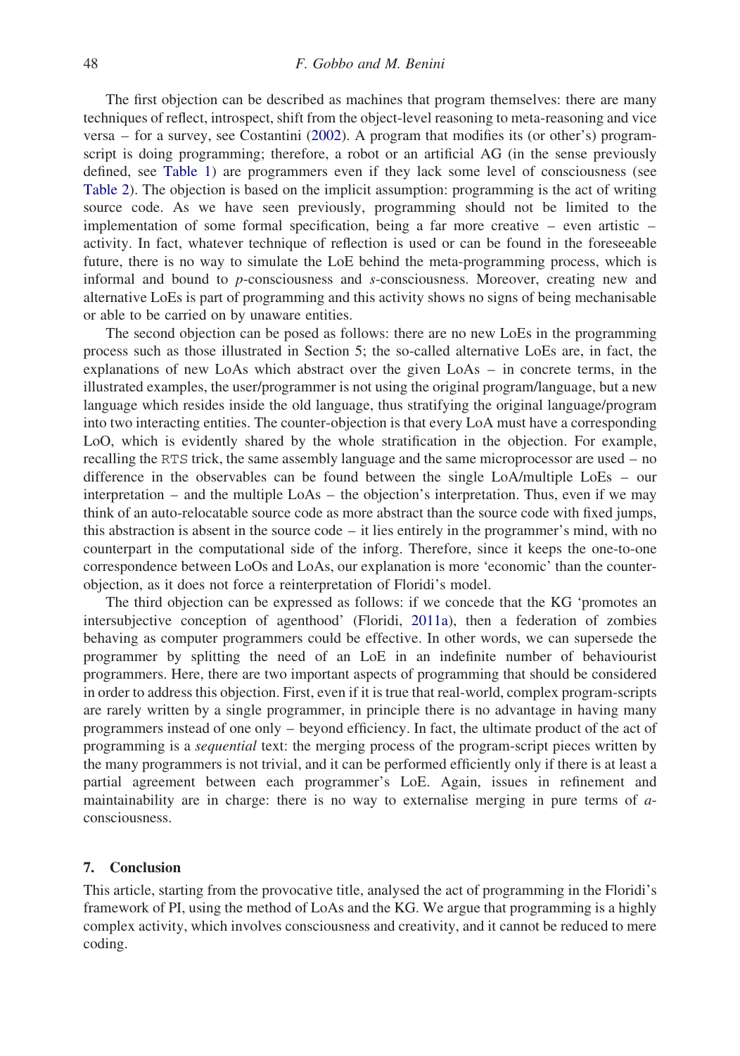The first objection can be described as machines that program themselves: there are many techniques of reflect, introspect, shift from the object-level reasoning to meta-reasoning and vice versa – for a survey, see Costantini (2002). A program that modifies its (or other's) program-script is doing programming; therefore, a robot or an artificial AG (in the sense previously defined, see Table 1) are programmers even if they lack some level of consciousness (see Table 2). The objection is based on the implicit assumption: programming is the act of writing source code. As we have seen previously, programming should not be limited to the implementation of some formal specification, being a far more creative – even artistic – activity. In fact, whatever technique of reflection is used or can be found in the foreseeable future, there is no way to simulate the LoE behind the meta-programming process, which is informal and bound to *p*-consciousness and *s*-consciousness. Moreover, creating new and alternative LoEs is part of programming and this activity shows no signs of being mechanisable or able to be carried on by unaware entities.

The second objection can be posed as follows: there are no new LoEs in the programming process such as those illustrated in Section 5; the so-called alternative LoEs are, in fact, the explanations of new LoAs which abstract over the given LoAs – in concrete terms, in the illustrated examples, the user/programmer is not using the original program/language, but a new language which resides inside the old language, thus stratifying the original language/program into two interacting entities. The counter-objection is that every LoA must have a corresponding LoO, which is evidently shared by the whole stratification in the objection. For example, recalling the `RTS` trick, the same assembly language and the same microprocessor are used – no difference in the observables can be found between the single LoA/multiple LoEs – our interpretation – and the multiple LoAs – the objection's interpretation. Thus, even if we may think of an auto-relocatable source code as more abstract than the source code with fixed jumps, this abstraction is absent in the source code – it lies entirely in the programmer's mind, with no counterpart in the computational side of the inforg. Therefore, since it keeps the one-to-one correspondence between LoOs and LoAs, our explanation is more 'economic' than the counter-objection, as it does not force a reinterpretation of Floridi's model.

The third objection can be expressed as follows: if we concede that the KG 'promotes an intersubjective conception of agenthood' (Floridi, 2011a), then a federation of zombies behaving as computer programmers could be effective. In other words, we can supersede the programmer by splitting the need of an LoE in an indefinite number of behaviourist programmers. Here, there are two important aspects of programming that should be considered in order to address this objection. First, even if it is true that real-world, complex program-scripts are rarely written by a single programmer, in principle there is no advantage in having many programmers instead of one only – beyond efficiency. In fact, the ultimate product of the act of programming is a *sequential* text: the merging process of the program-script pieces written by the many programmers is not trivial, and it can be performed efficiently only if there is at least a partial agreement between each programmer's LoE. Again, issues in refinement and maintainability are in charge: there is no way to externalise merging in pure terms of *a*-consciousness.

## 7. Conclusion

This article, starting from the provocative title, analysed the act of programming in the Floridi's framework of PI, using the method of LoAs and the KG. We argue that programming is a highly complex activity, which involves consciousness and creativity, and it cannot be reduced to mere coding.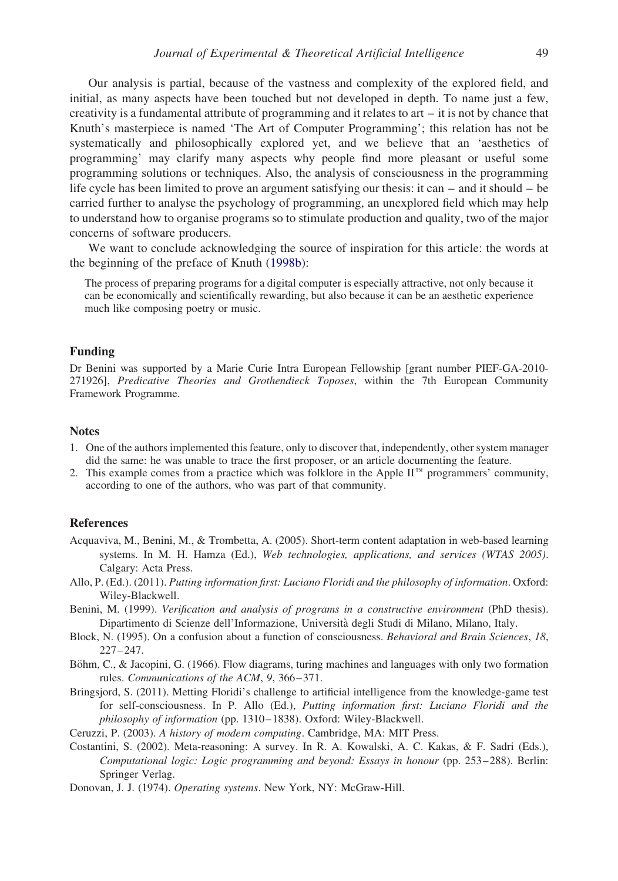Our analysis is partial, because of the vastness and complexity of the explored field, and initial, as many aspects have been touched but not developed in depth. To name just a few, creativity is a fundamental attribute of programming and it relates to art – it is not by chance that Knuth's masterpiece is named 'The Art of Computer Programming'; this relation has not be systematically and philosophically explored yet, and we believe that an 'aesthetics of programming' may clarify many aspects why people find more pleasant or useful some programming solutions or techniques. Also, the analysis of consciousness in the programming life cycle has been limited to prove an argument satisfying our thesis: it can – and it should – be carried further to analyse the psychology of programming, an unexplored field which may help to understand how to organise programs so to stimulate production and quality, two of the major concerns of software producers.

We want to conclude acknowledging the source of inspiration for this article: the words at the beginning of the preface of Knuth (1998b):

> The process of preparing programs for a digital computer is especially attractive, not only because it can be economically and scientifically rewarding, but also because it can be an aesthetic experience much like composing poetry or music.

## Funding

Dr Benini was supported by a Marie Curie Intra European Fellowship [grant number PIEF-GA-2010-271926], *Predicative Theories and Grothendieck Toposes*, within the 7th European Community Framework Programme.

## Notes

1. One of the authors implemented this feature, only to discover that, independently, other system manager did the same: he was unable to trace the first proposer, or an article documenting the feature.
2. This example comes from a practice which was folklore in the Apple II™ programmers' community, according to one of the authors, who was part of that community.

## References

Acquaviva, M., Benini, M., & Trombetta, A. (2005). Short-term content adaptation in web-based learning systems. In M. H. Hamza (Ed.), *Web technologies, applications, and services (WTAS 2005)*. Calgary: Acta Press.

Allo, P. (Ed.). (2011). *Putting information first: Luciano Floridi and the philosophy of information*. Oxford: Wiley-Blackwell.

Benini, M. (1999). *Verification and analysis of programs in a constructive environment* (PhD thesis). Dipartimento di Scienze dell'Informazione, Università degli Studi di Milano, Milano, Italy.

Block, N. (1995). On a confusion about a function of consciousness. *Behavioral and Brain Sciences*, *18*, 227–247.

Böhm, C., & Jacopini, G. (1966). Flow diagrams, turing machines and languages with only two formation rules. *Communications of the ACM*, *9*, 366–371.

Bringsjord, S. (2011). Metting Floridi's challenge to artificial intelligence from the knowledge-game test for self-consciousness. In P. Allo (Ed.), *Putting information first: Luciano Floridi and the philosophy of information* (pp. 1310–1838). Oxford: Wiley-Blackwell.

Ceruzzi, P. (2003). *A history of modern computing*. Cambridge, MA: MIT Press.

Costantini, S. (2002). Meta-reasoning: A survey. In R. A. Kowalski, A. C. Kakas, & F. Sadri (Eds.), *Computational logic: Logic programming and beyond: Essays in honour* (pp. 253–288). Berlin: Springer Verlag.

Donovan, J. J. (1974). *Operating systems*. New York, NY: McGraw-Hill.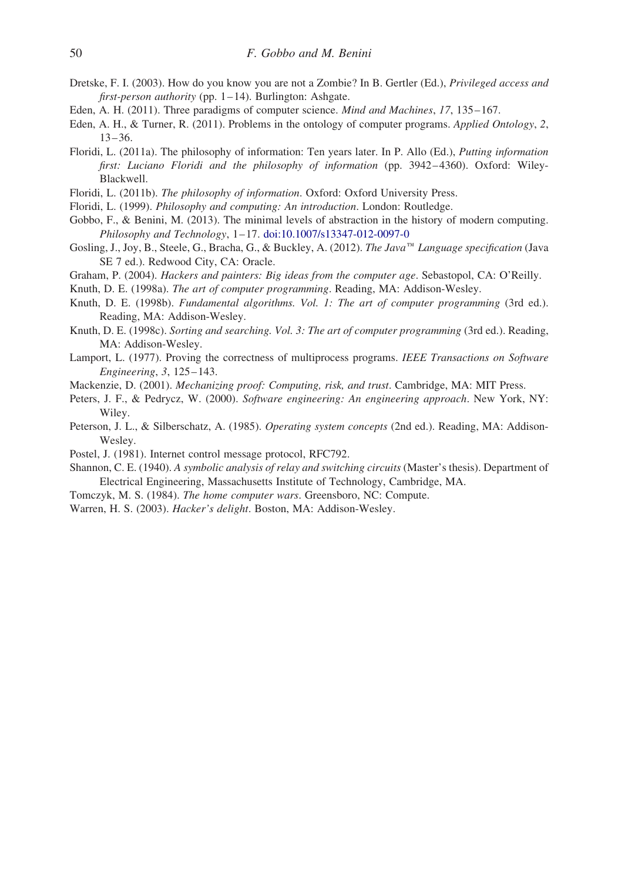Dretske, F. I. (2003). How do you know you are not a Zombie? In B. Gertler (Ed.), *Privileged access and first-person authority* (pp. 1–14). Burlington: Ashgate.

Eden, A. H. (2011). Three paradigms of computer science. *Mind and Machines*, *17*, 135–167.

Eden, A. H., & Turner, R. (2011). Problems in the ontology of computer programs. *Applied Ontology*, *2*, 13–36.

Floridi, L. (2011a). The philosophy of information: Ten years later. In P. Allo (Ed.), *Putting information first: Luciano Floridi and the philosophy of information* (pp. 3942–4360). Oxford: Wiley-Blackwell.

Floridi, L. (2011b). *The philosophy of information*. Oxford: Oxford University Press.

Floridi, L. (1999). *Philosophy and computing: An introduction*. London: Routledge.

Gobbo, F., & Benini, M. (2013). The minimal levels of abstraction in the history of modern computing. *Philosophy and Technology*, 1–17. doi:10.1007/s13347-012-0097-0

Gosling, J., Joy, B., Steele, G., Bracha, G., & Buckley, A. (2012). *The Java™ Language specification* (Java SE 7 ed.). Redwood City, CA: Oracle.

Graham, P. (2004). *Hackers and painters: Big ideas from the computer age*. Sebastopol, CA: O'Reilly.

Knuth, D. E. (1998a). *The art of computer programming*. Reading, MA: Addison-Wesley.

Knuth, D. E. (1998b). *Fundamental algorithms. Vol. 1: The art of computer programming* (3rd ed.). Reading, MA: Addison-Wesley.

Knuth, D. E. (1998c). *Sorting and searching. Vol. 3: The art of computer programming* (3rd ed.). Reading, MA: Addison-Wesley.

Lamport, L. (1977). Proving the correctness of multiprocess programs. *IEEE Transactions on Software Engineering*, *3*, 125–143.

Mackenzie, D. (2001). *Mechanizing proof: Computing, risk, and trust*. Cambridge, MA: MIT Press.

Peters, J. F., & Pedrycz, W. (2000). *Software engineering: An engineering approach*. New York, NY: Wiley.

Peterson, J. L., & Silberschatz, A. (1985). *Operating system concepts* (2nd ed.). Reading, MA: Addison-Wesley.

Postel, J. (1981). Internet control message protocol, RFC792.

Shannon, C. E. (1940). *A symbolic analysis of relay and switching circuits* (Master's thesis). Department of Electrical Engineering, Massachusetts Institute of Technology, Cambridge, MA.

Tomczyk, M. S. (1984). *The home computer wars*. Greensboro, NC: Compute.

Warren, H. S. (2003). *Hacker's delight*. Boston, MA: Addison-Wesley.